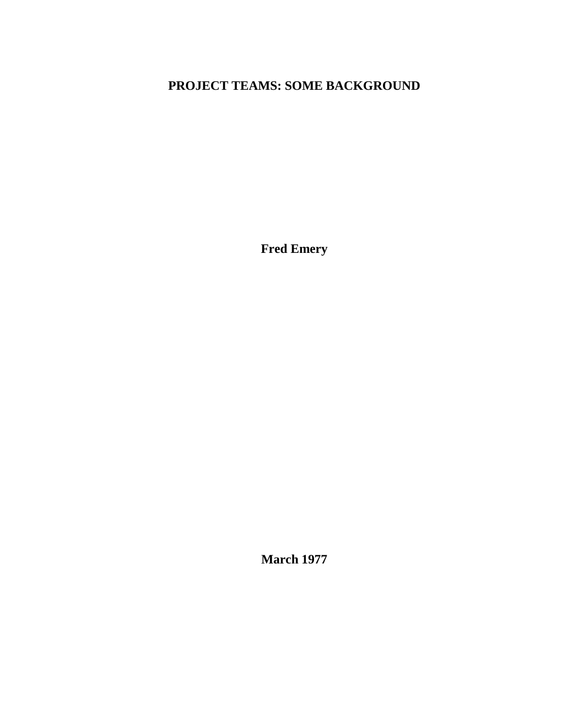# PROJECT TEAMS: SOME BACKGROUND

**Fred Emery**

**March 1977**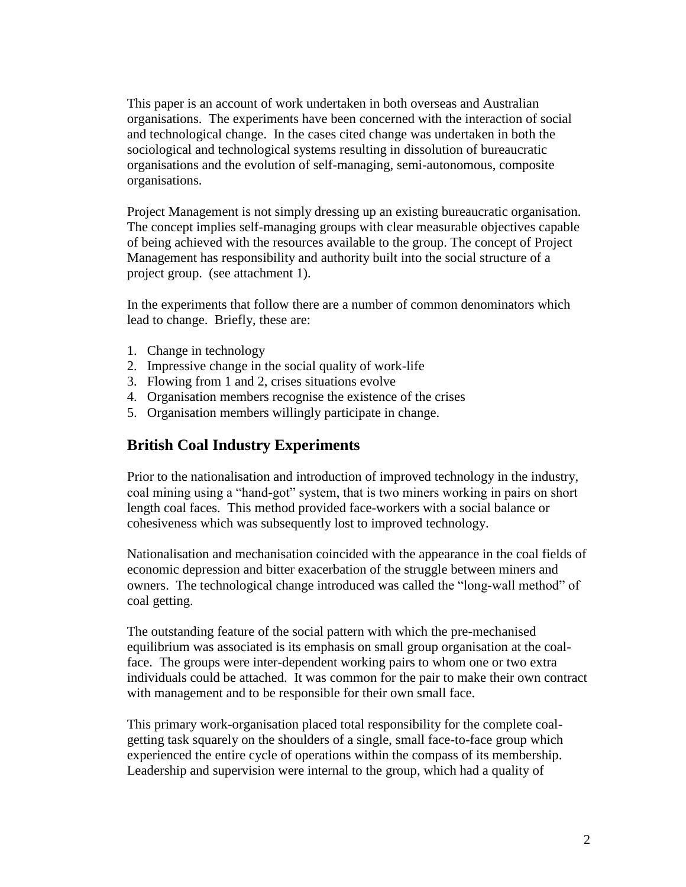This paper is an account of work undertaken in both overseas and Australian organisations. The experiments have been concerned with the interaction of social and technological change. In the cases cited change was undertaken in both the sociological and technological systems resulting in dissolution of bureaucratic organisations and the evolution of self-managing, semi-autonomous, composite organisations.

Project Management is not simply dressing up an existing bureaucratic organisation. The concept implies self-managing groups with clear measurable objectives capable of being achieved with the resources available to the group. The concept of Project Management has responsibility and authority built into the social structure of a project group. (see attachment 1).

In the experiments that follow there are a number of common denominators which lead to change. Briefly, these are:

1. Change in technology
2. Impressive change in the social quality of work-life
3. Flowing from 1 and 2, crises situations evolve
4. Organisation members recognise the existence of the crises
5. Organisation members willingly participate in change.

## British Coal Industry Experiments

Prior to the nationalisation and introduction of improved technology in the industry, coal mining using a "hand-got" system, that is two miners working in pairs on short length coal faces. This method provided face-workers with a social balance or cohesiveness which was subsequently lost to improved technology.

Nationalisation and mechanisation coincided with the appearance in the coal fields of economic depression and bitter exacerbation of the struggle between miners and owners. The technological change introduced was called the "long-wall method" of coal getting.

The outstanding feature of the social pattern with which the pre-mechanised equilibrium was associated is its emphasis on small group organisation at the coal-face. The groups were inter-dependent working pairs to whom one or two extra individuals could be attached. It was common for the pair to make their own contract with management and to be responsible for their own small face.

This primary work-organisation placed total responsibility for the complete coal-getting task squarely on the shoulders of a single, small face-to-face group which experienced the entire cycle of operations within the compass of its membership. Leadership and supervision were internal to the group, which had a quality of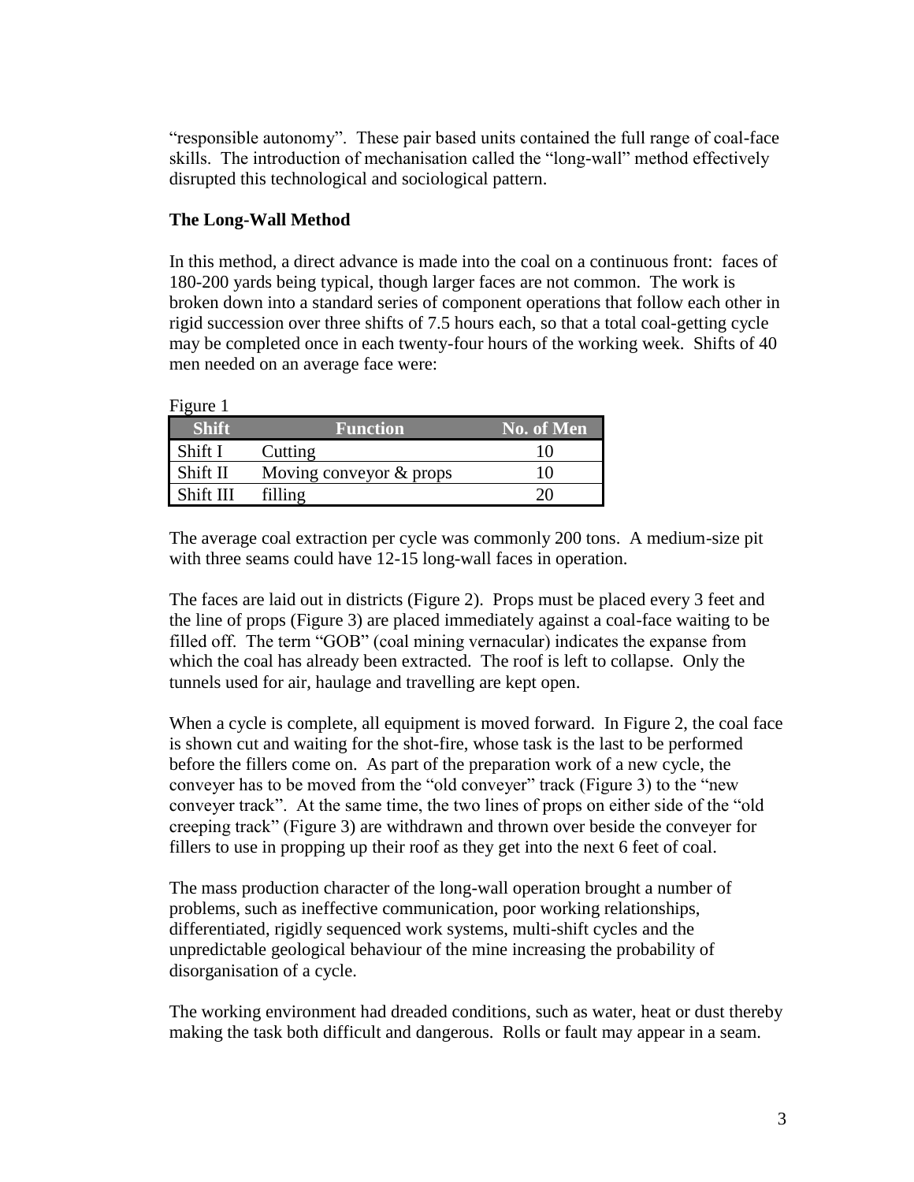"responsible autonomy". These pair based units contained the full range of coal-face skills. The introduction of mechanisation called the "long-wall" method effectively disrupted this technological and sociological pattern.

**The Long-Wall Method**

In this method, a direct advance is made into the coal on a continuous front: faces of 180-200 yards being typical, though larger faces are not common. The work is broken down into a standard series of component operations that follow each other in rigid succession over three shifts of 7.5 hours each, so that a total coal-getting cycle may be completed once in each twenty-four hours of the working week. Shifts of 40 men needed on an average face were:

Figure 1

| Shift | Function | No. of Men |
|---|---|---|
| Shift I | Cutting | 10 |
| Shift II | Moving conveyor & props | 10 |
| Shift III | filling | 20 |

The average coal extraction per cycle was commonly 200 tons. A medium-size pit with three seams could have 12-15 long-wall faces in operation.

The faces are laid out in districts (Figure 2). Props must be placed every 3 feet and the line of props (Figure 3) are placed immediately against a coal-face waiting to be filled off. The term "GOB" (coal mining vernacular) indicates the expanse from which the coal has already been extracted. The roof is left to collapse. Only the tunnels used for air, haulage and travelling are kept open.

When a cycle is complete, all equipment is moved forward. In Figure 2, the coal face is shown cut and waiting for the shot-fire, whose task is the last to be performed before the fillers come on. As part of the preparation work of a new cycle, the conveyer has to be moved from the "old conveyer" track (Figure 3) to the "new conveyer track". At the same time, the two lines of props on either side of the "old creeping track" (Figure 3) are withdrawn and thrown over beside the conveyer for fillers to use in propping up their roof as they get into the next 6 feet of coal.

The mass production character of the long-wall operation brought a number of problems, such as ineffective communication, poor working relationships, differentiated, rigidly sequenced work systems, multi-shift cycles and the unpredictable geological behaviour of the mine increasing the probability of disorganisation of a cycle.

The working environment had dreaded conditions, such as water, heat or dust thereby making the task both difficult and dangerous. Rolls or fault may appear in a seam.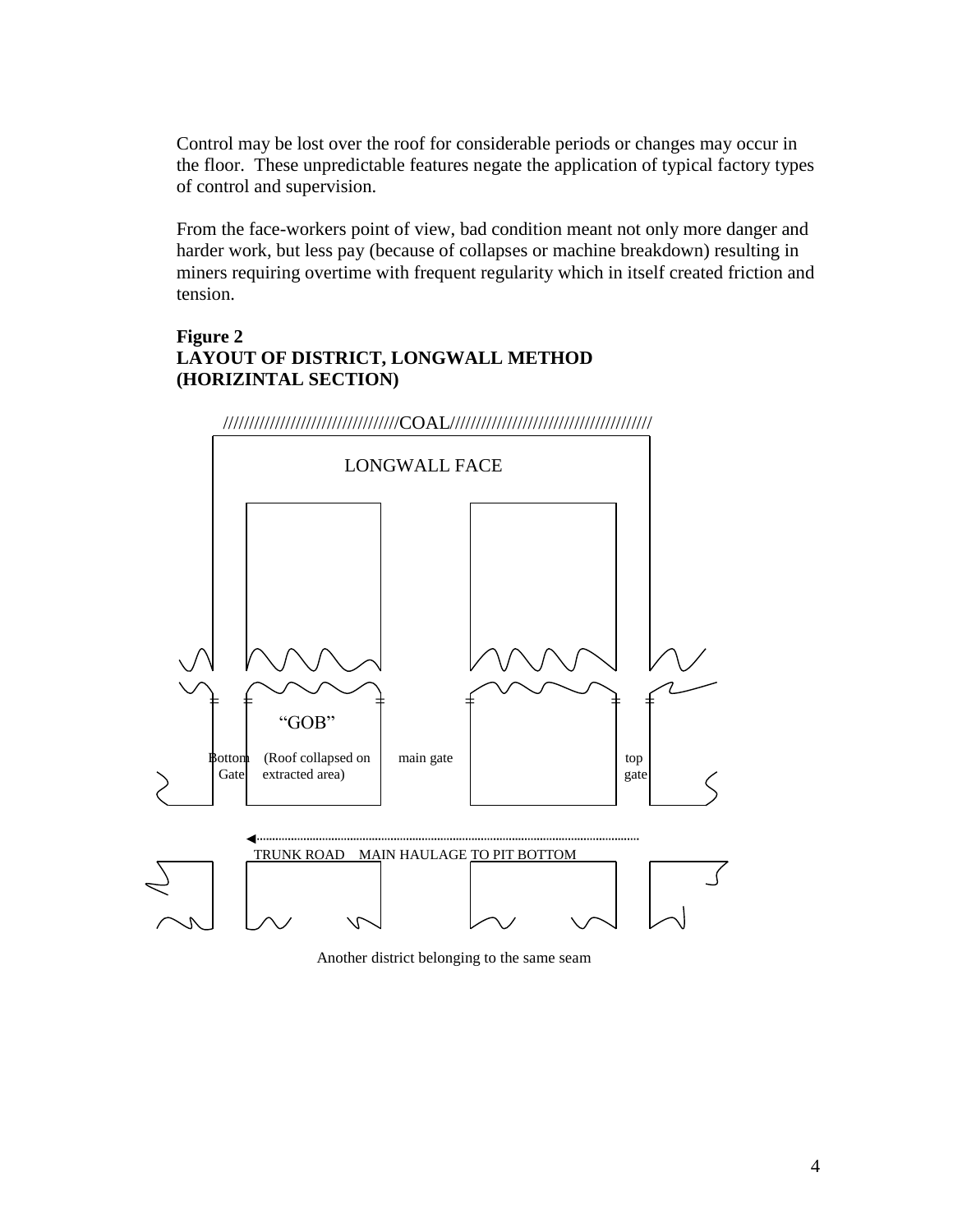Control may be lost over the roof for considerable periods or changes may occur in the floor. These unpredictable features negate the application of typical factory types of control and supervision.

From the face-workers point of view, bad condition meant not only more danger and harder work, but less pay (because of collapses or machine breakdown) resulting in miners requiring overtime with frequent regularity which in itself created friction and tension.

**Figure 2**
**LAYOUT OF DISTRICT, LONGWALL METHOD (HORIZINTAL SECTION)**

//////////////////////////////////COAL///////////////////////////////////////

LONGWALL FACE

"GOB"

Bottom Gate (Roof collapsed on extracted area) main gate top gate

TRUNK ROAD MAIN HAULAGE TO PIT BOTTOM

Another district belonging to the same seam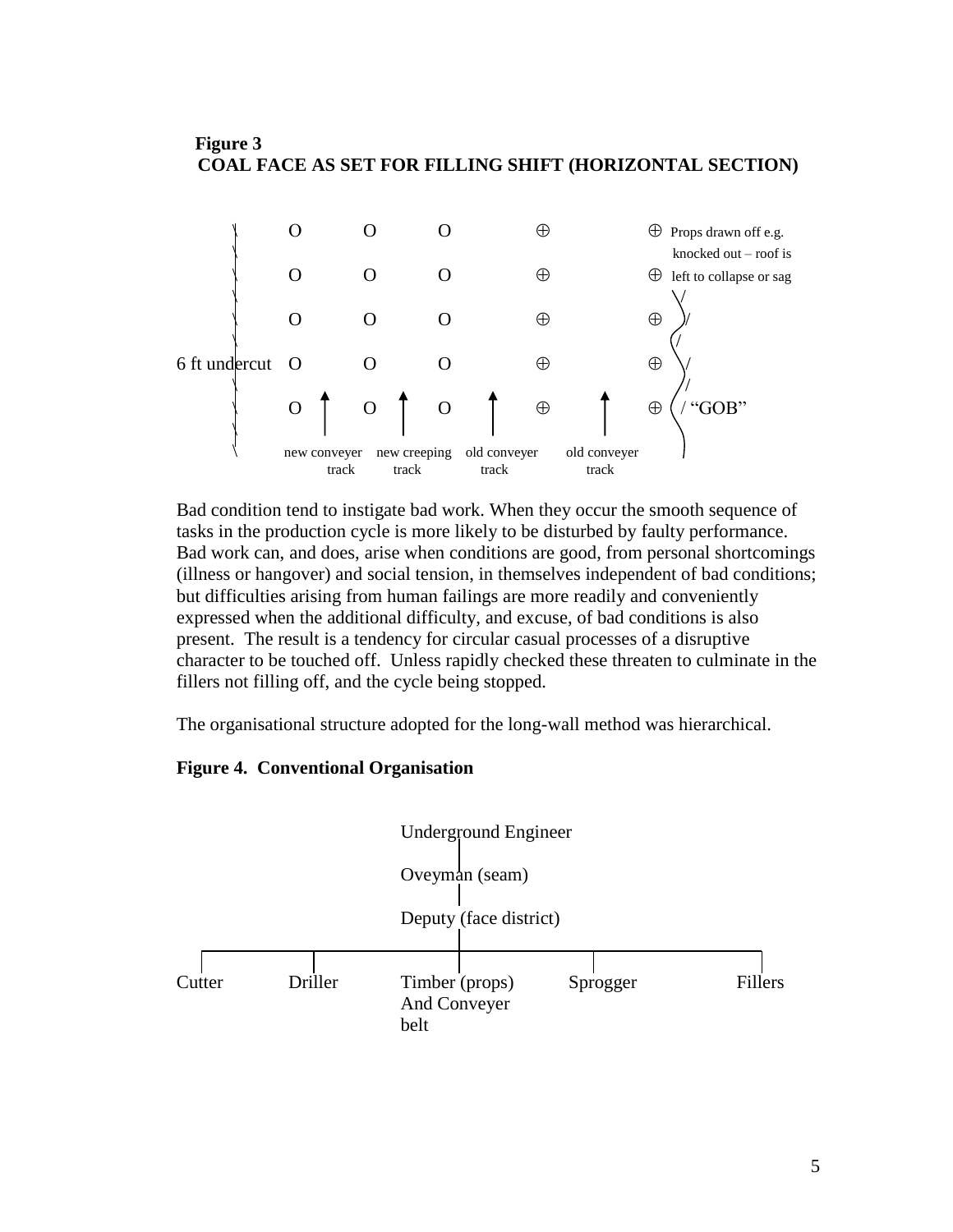**Figure 3**
**COAL FACE AS SET FOR FILLING SHIFT (HORIZONTAL SECTION)**

```
 \     O      O      O          ⊕            ⊕  Props drawn off e.g.
 \                                               knocked out – roof is
 \     O      O      O          ⊕            ⊕  left to collapse or sag
 \                                                \/
 \     O      O      O          ⊕            ⊕   )/
 \                                                /
6 ft undercut  O      O      O          ⊕            ⊕   \/
 \                                                 /
 \     O  ↑   O  ↑   O     ↑    ⊕     ↑      ⊕  ( / "GOB"
 \
 \   new conveyer  new creeping  old conveyer  old conveyer
        track         track         track          track
```

Bad condition tend to instigate bad work. When they occur the smooth sequence of tasks in the production cycle is more likely to be disturbed by faulty performance. Bad work can, and does, arise when conditions are good, from personal shortcomings (illness or hangover) and social tension, in themselves independent of bad conditions; but difficulties arising from human failings are more readily and conveniently expressed when the additional difficulty, and excuse, of bad conditions is also present. The result is a tendency for circular casual processes of a disruptive character to be touched off. Unless rapidly checked these threaten to culminate in the fillers not filling off, and the cycle being stopped.

The organisational structure adopted for the long-wall method was hierarchical.

**Figure 4. Conventional Organisation**

```
                    Underground Engineer
                            |
                    Oveyman (seam)
                            |
                    Deputy (face district)
                            |
 ---------------------------------------------------------------
 |            |             |                |               |
Cutter     Driller    Timber (props)      Sprogger         Fillers
                      And Conveyer
                      belt
```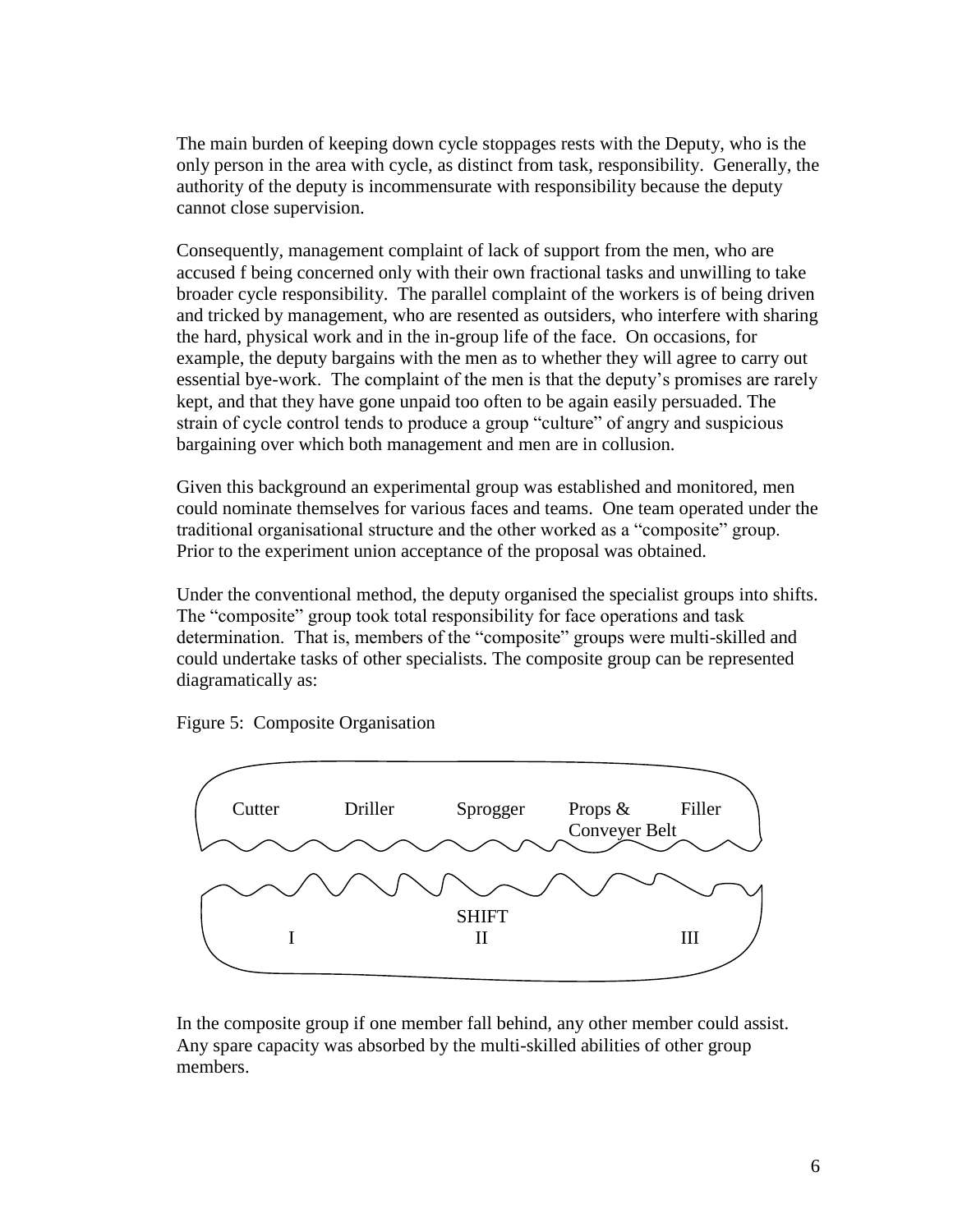The main burden of keeping down cycle stoppages rests with the Deputy, who is the only person in the area with cycle, as distinct from task, responsibility. Generally, the authority of the deputy is incommensurate with responsibility because the deputy cannot close supervision.

Consequently, management complaint of lack of support from the men, who are accused f being concerned only with their own fractional tasks and unwilling to take broader cycle responsibility. The parallel complaint of the workers is of being driven and tricked by management, who are resented as outsiders, who interfere with sharing the hard, physical work and in the in-group life of the face. On occasions, for example, the deputy bargains with the men as to whether they will agree to carry out essential bye-work. The complaint of the men is that the deputy's promises are rarely kept, and that they have gone unpaid too often to be again easily persuaded. The strain of cycle control tends to produce a group "culture" of angry and suspicious bargaining over which both management and men are in collusion.

Given this background an experimental group was established and monitored, men could nominate themselves for various faces and teams. One team operated under the traditional organisational structure and the other worked as a "composite" group. Prior to the experiment union acceptance of the proposal was obtained.

Under the conventional method, the deputy organised the specialist groups into shifts. The "composite" group took total responsibility for face operations and task determination. That is, members of the "composite" groups were multi-skilled and could undertake tasks of other specialists. The composite group can be represented diagramatically as:

Figure 5: Composite Organisation

Cutter Driller Sprogger Props & Conveyer Belt Filler

SHIFT
I II III

In the composite group if one member fall behind, any other member could assist. Any spare capacity was absorbed by the multi-skilled abilities of other group members.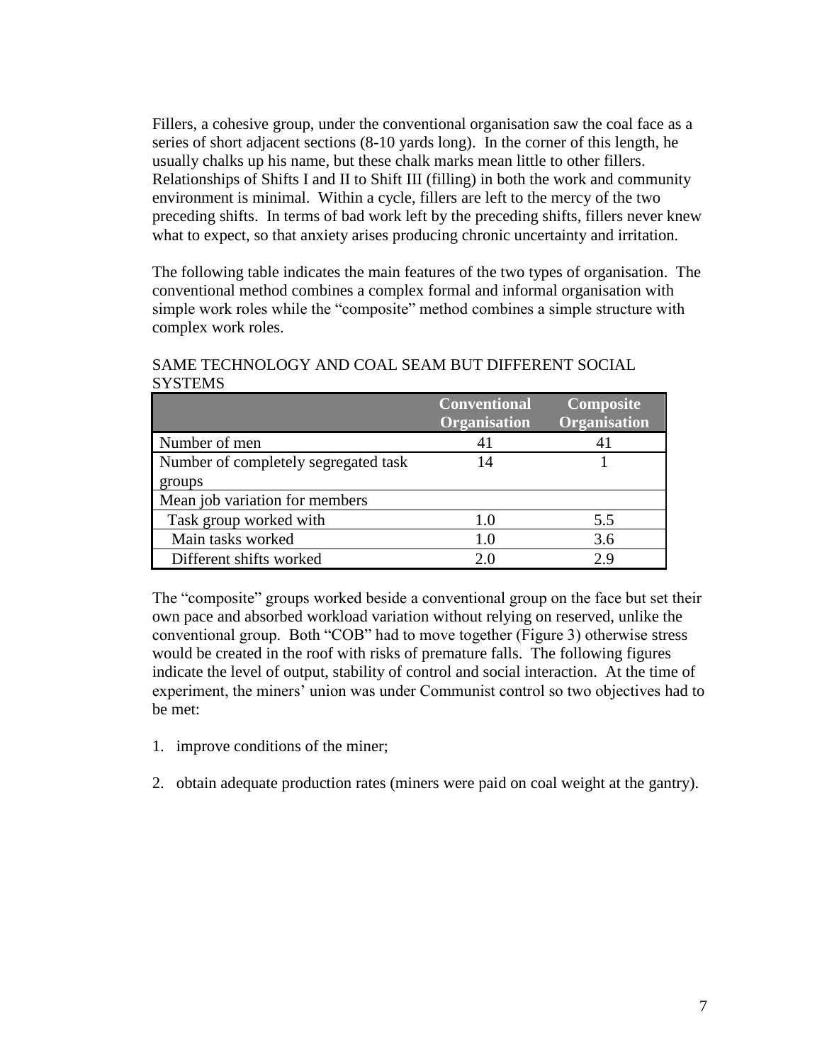Fillers, a cohesive group, under the conventional organisation saw the coal face as a series of short adjacent sections (8-10 yards long). In the corner of this length, he usually chalks up his name, but these chalk marks mean little to other fillers. Relationships of Shifts I and II to Shift III (filling) in both the work and community environment is minimal. Within a cycle, fillers are left to the mercy of the two preceding shifts. In terms of bad work left by the preceding shifts, fillers never knew what to expect, so that anxiety arises producing chronic uncertainty and irritation.

The following table indicates the main features of the two types of organisation. The conventional method combines a complex formal and informal organisation with simple work roles while the "composite" method combines a simple structure with complex work roles.

SAME TECHNOLOGY AND COAL SEAM BUT DIFFERENT SOCIAL SYSTEMS

| | Conventional Organisation | Composite Organisation |
|---|---|---|
| Number of men | 41 | 41 |
| Number of completely segregated task groups | 14 | 1 |
| Mean job variation for members | | |
| Task group worked with | 1.0 | 5.5 |
| Main tasks worked | 1.0 | 3.6 |
| Different shifts worked | 2.0 | 2.9 |

The "composite" groups worked beside a conventional group on the face but set their own pace and absorbed workload variation without relying on reserved, unlike the conventional group. Both "COB" had to move together (Figure 3) otherwise stress would be created in the roof with risks of premature falls. The following figures indicate the level of output, stability of control and social interaction. At the time of experiment, the miners' union was under Communist control so two objectives had to be met:

1. improve conditions of the miner;
2. obtain adequate production rates (miners were paid on coal weight at the gantry).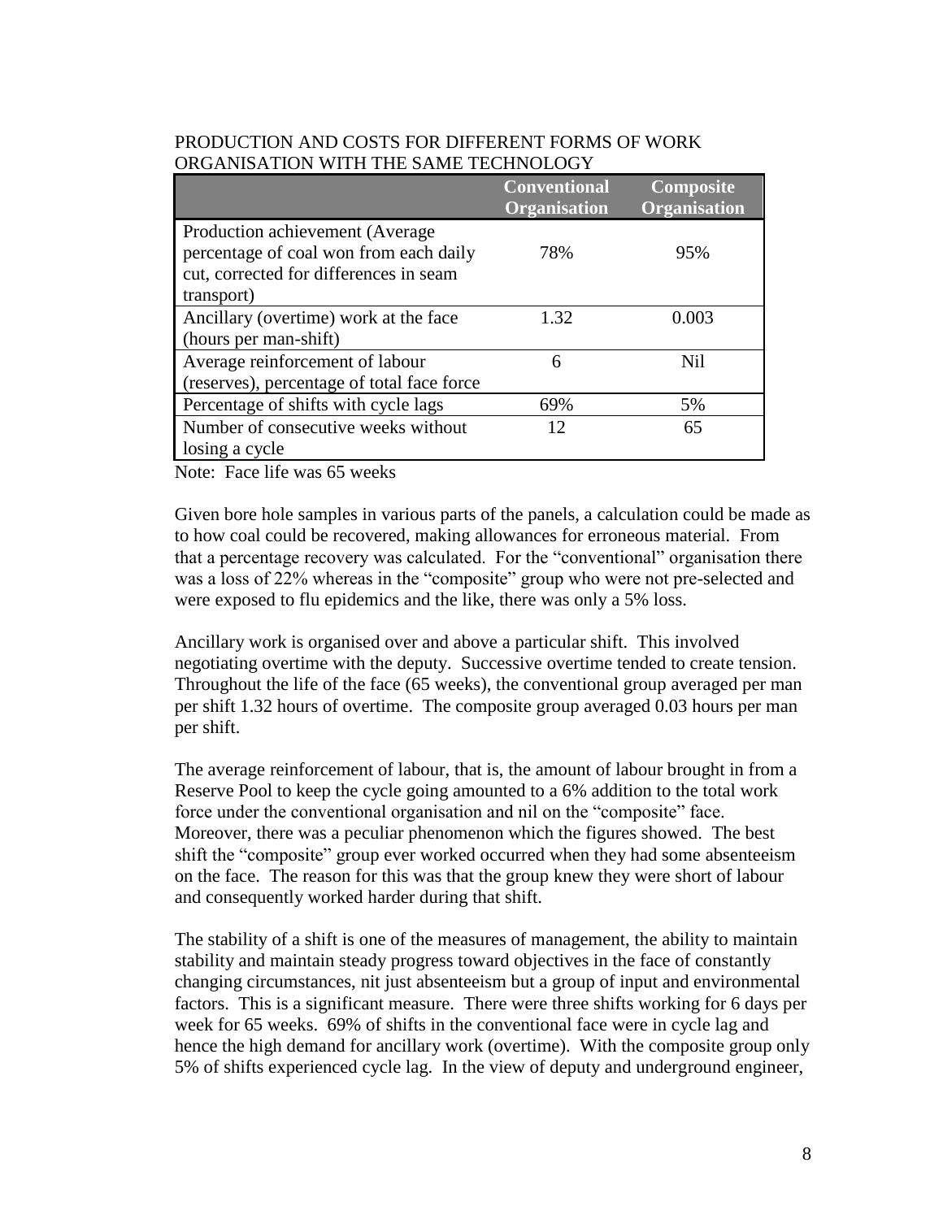PRODUCTION AND COSTS FOR DIFFERENT FORMS OF WORK ORGANISATION WITH THE SAME TECHNOLOGY

| | Conventional Organisation | Composite Organisation |
|---|---|---|
| Production achievement (Average percentage of coal won from each daily cut, corrected for differences in seam transport) | 78% | 95% |
| Ancillary (overtime) work at the face (hours per man-shift) | 1.32 | 0.003 |
| Average reinforcement of labour (reserves), percentage of total face force | 6 | Nil |
| Percentage of shifts with cycle lags | 69% | 5% |
| Number of consecutive weeks without losing a cycle | 12 | 65 |

Note: Face life was 65 weeks

Given bore hole samples in various parts of the panels, a calculation could be made as to how coal could be recovered, making allowances for erroneous material. From that a percentage recovery was calculated. For the "conventional" organisation there was a loss of 22% whereas in the "composite" group who were not pre-selected and were exposed to flu epidemics and the like, there was only a 5% loss.

Ancillary work is organised over and above a particular shift. This involved negotiating overtime with the deputy. Successive overtime tended to create tension. Throughout the life of the face (65 weeks), the conventional group averaged per man per shift 1.32 hours of overtime. The composite group averaged 0.03 hours per man per shift.

The average reinforcement of labour, that is, the amount of labour brought in from a Reserve Pool to keep the cycle going amounted to a 6% addition to the total work force under the conventional organisation and nil on the "composite" face. Moreover, there was a peculiar phenomenon which the figures showed. The best shift the "composite" group ever worked occurred when they had some absenteeism on the face. The reason for this was that the group knew they were short of labour and consequently worked harder during that shift.

The stability of a shift is one of the measures of management, the ability to maintain stability and maintain steady progress toward objectives in the face of constantly changing circumstances, nit just absenteeism but a group of input and environmental factors. This is a significant measure. There were three shifts working for 6 days per week for 65 weeks. 69% of shifts in the conventional face were in cycle lag and hence the high demand for ancillary work (overtime). With the composite group only 5% of shifts experienced cycle lag. In the view of deputy and underground engineer,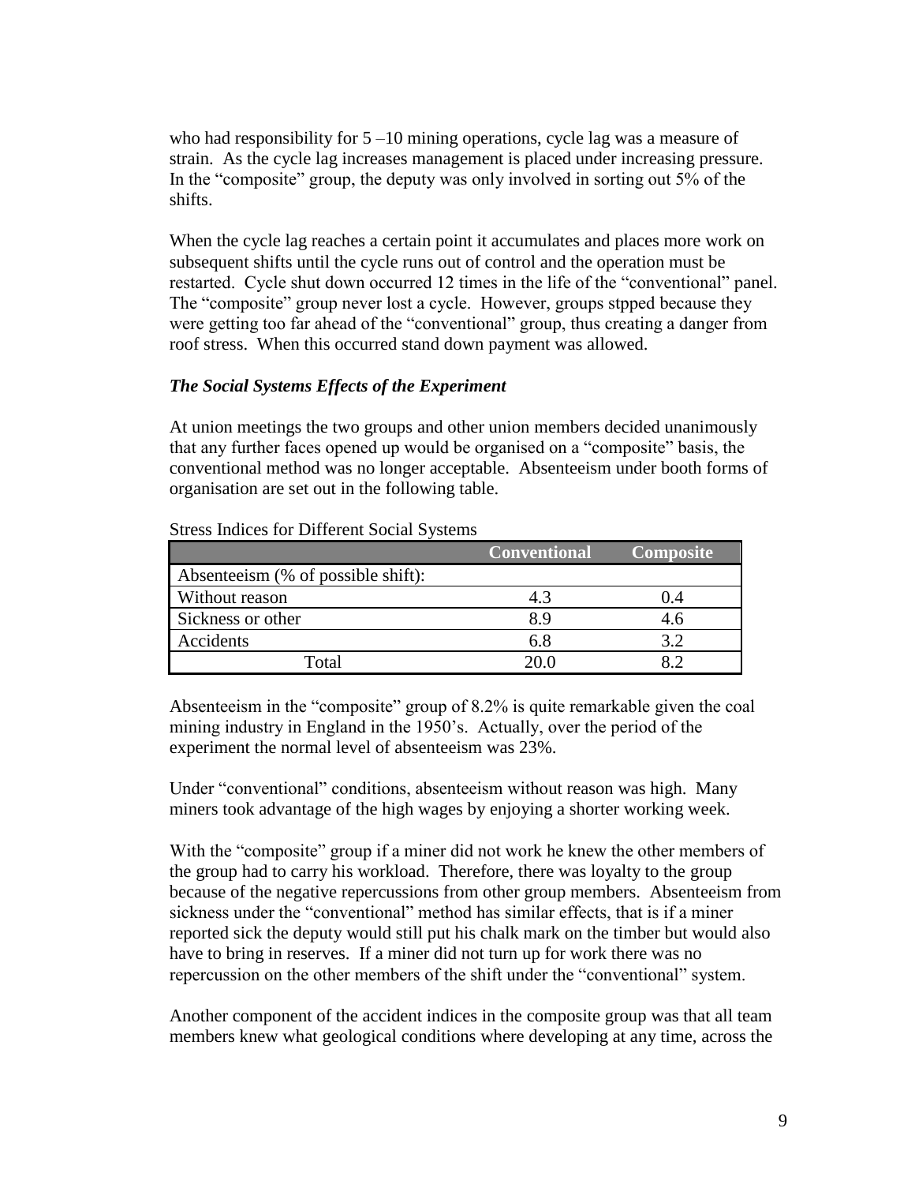who had responsibility for 5 –10 mining operations, cycle lag was a measure of strain. As the cycle lag increases management is placed under increasing pressure. In the "composite" group, the deputy was only involved in sorting out 5% of the shifts.

When the cycle lag reaches a certain point it accumulates and places more work on subsequent shifts until the cycle runs out of control and the operation must be restarted. Cycle shut down occurred 12 times in the life of the "conventional" panel. The "composite" group never lost a cycle. However, groups stpped because they were getting too far ahead of the "conventional" group, thus creating a danger from roof stress. When this occurred stand down payment was allowed.

### *The Social Systems Effects of the Experiment*

At union meetings the two groups and other union members decided unanimously that any further faces opened up would be organised on a "composite" basis, the conventional method was no longer acceptable. Absenteeism under booth forms of organisation are set out in the following table.

Stress Indices for Different Social Systems

| | Conventional | Composite |
|---|---|---|
| Absenteeism (% of possible shift): | | |
| Without reason | 4.3 | 0.4 |
| Sickness or other | 8.9 | 4.6 |
| Accidents | 6.8 | 3.2 |
| Total | 20.0 | 8.2 |

Absenteeism in the "composite" group of 8.2% is quite remarkable given the coal mining industry in England in the 1950's. Actually, over the period of the experiment the normal level of absenteeism was 23%.

Under "conventional" conditions, absenteeism without reason was high. Many miners took advantage of the high wages by enjoying a shorter working week.

With the "composite" group if a miner did not work he knew the other members of the group had to carry his workload. Therefore, there was loyalty to the group because of the negative repercussions from other group members. Absenteeism from sickness under the "conventional" method has similar effects, that is if a miner reported sick the deputy would still put his chalk mark on the timber but would also have to bring in reserves. If a miner did not turn up for work there was no repercussion on the other members of the shift under the "conventional" system.

Another component of the accident indices in the composite group was that all team members knew what geological conditions where developing at any time, across the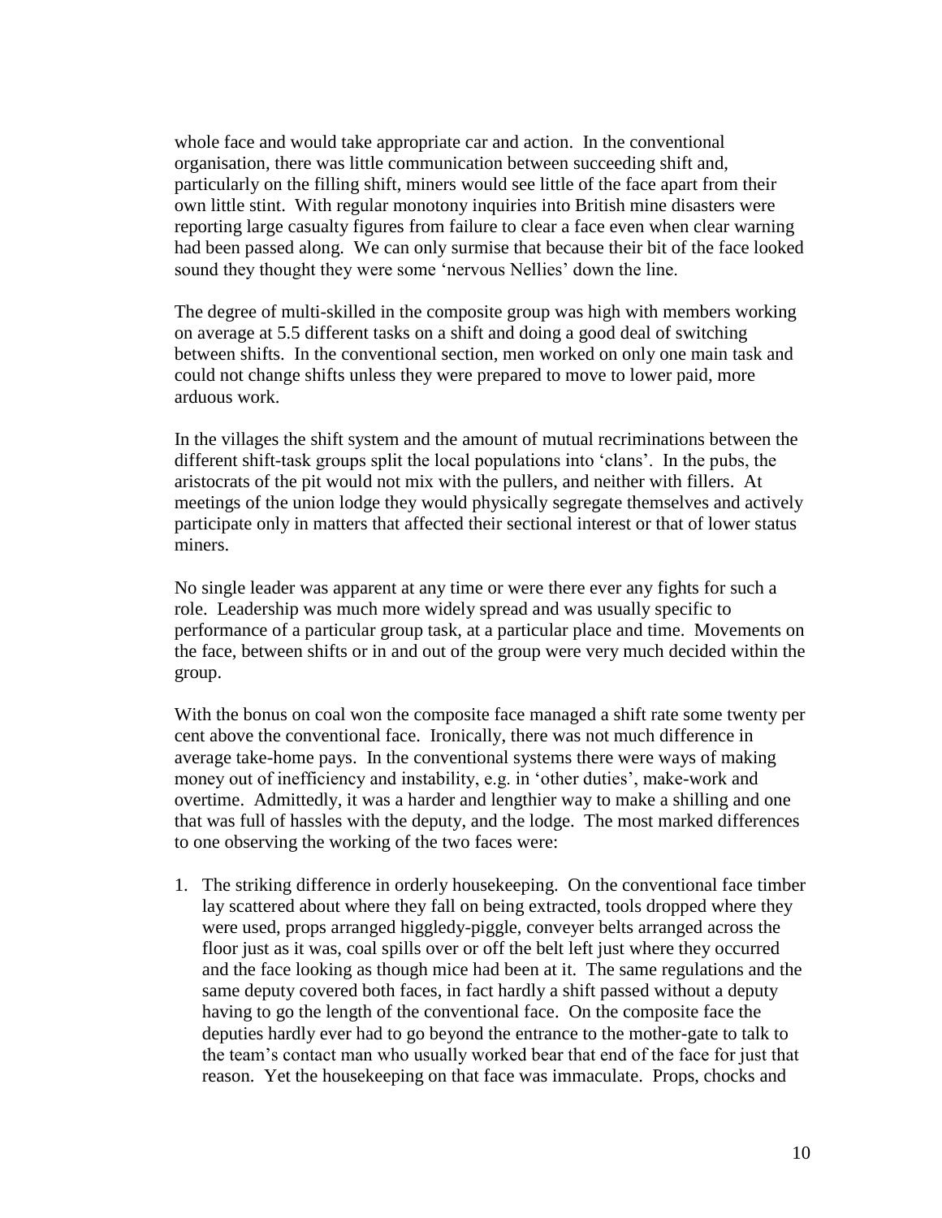whole face and would take appropriate car and action. In the conventional organisation, there was little communication between succeeding shift and, particularly on the filling shift, miners would see little of the face apart from their own little stint. With regular monotony inquiries into British mine disasters were reporting large casualty figures from failure to clear a face even when clear warning had been passed along. We can only surmise that because their bit of the face looked sound they thought they were some 'nervous Nellies' down the line.

The degree of multi-skilled in the composite group was high with members working on average at 5.5 different tasks on a shift and doing a good deal of switching between shifts. In the conventional section, men worked on only one main task and could not change shifts unless they were prepared to move to lower paid, more arduous work.

In the villages the shift system and the amount of mutual recriminations between the different shift-task groups split the local populations into 'clans'. In the pubs, the aristocrats of the pit would not mix with the pullers, and neither with fillers. At meetings of the union lodge they would physically segregate themselves and actively participate only in matters that affected their sectional interest or that of lower status miners.

No single leader was apparent at any time or were there ever any fights for such a role. Leadership was much more widely spread and was usually specific to performance of a particular group task, at a particular place and time. Movements on the face, between shifts or in and out of the group were very much decided within the group.

With the bonus on coal won the composite face managed a shift rate some twenty per cent above the conventional face. Ironically, there was not much difference in average take-home pays. In the conventional systems there were ways of making money out of inefficiency and instability, e.g. in 'other duties', make-work and overtime. Admittedly, it was a harder and lengthier way to make a shilling and one that was full of hassles with the deputy, and the lodge. The most marked differences to one observing the working of the two faces were:

1. The striking difference in orderly housekeeping. On the conventional face timber lay scattered about where they fall on being extracted, tools dropped where they were used, props arranged higgledy-piggle, conveyer belts arranged across the floor just as it was, coal spills over or off the belt left just where they occurred and the face looking as though mice had been at it. The same regulations and the same deputy covered both faces, in fact hardly a shift passed without a deputy having to go the length of the conventional face. On the composite face the deputies hardly ever had to go beyond the entrance to the mother-gate to talk to the team's contact man who usually worked bear that end of the face for just that reason. Yet the housekeeping on that face was immaculate. Props, chocks and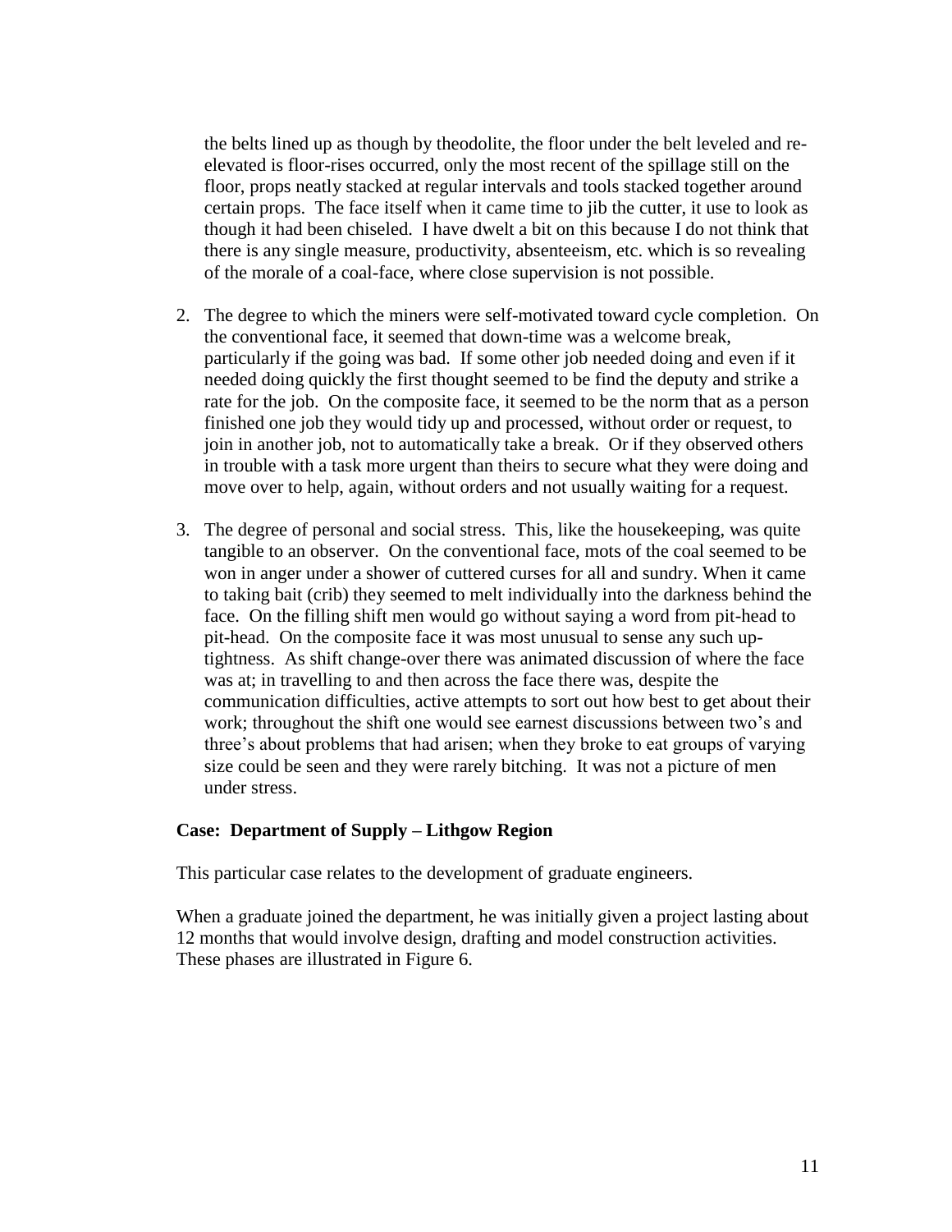the belts lined up as though by theodolite, the floor under the belt leveled and re-elevated is floor-rises occurred, only the most recent of the spillage still on the floor, props neatly stacked at regular intervals and tools stacked together around certain props. The face itself when it came time to jib the cutter, it use to look as though it had been chiseled. I have dwelt a bit on this because I do not think that there is any single measure, productivity, absenteeism, etc. which is so revealing of the morale of a coal-face, where close supervision is not possible.

2. The degree to which the miners were self-motivated toward cycle completion. On the conventional face, it seemed that down-time was a welcome break, particularly if the going was bad. If some other job needed doing and even if it needed doing quickly the first thought seemed to be find the deputy and strike a rate for the job. On the composite face, it seemed to be the norm that as a person finished one job they would tidy up and processed, without order or request, to join in another job, not to automatically take a break. Or if they observed others in trouble with a task more urgent than theirs to secure what they were doing and move over to help, again, without orders and not usually waiting for a request.

3. The degree of personal and social stress. This, like the housekeeping, was quite tangible to an observer. On the conventional face, mots of the coal seemed to be won in anger under a shower of cuttered curses for all and sundry. When it came to taking bait (crib) they seemed to melt individually into the darkness behind the face. On the filling shift men would go without saying a word from pit-head to pit-head. On the composite face it was most unusual to sense any such up-tightness. As shift change-over there was animated discussion of where the face was at; in travelling to and then across the face there was, despite the communication difficulties, active attempts to sort out how best to get about their work; throughout the shift one would see earnest discussions between two's and three's about problems that had arisen; when they broke to eat groups of varying size could be seen and they were rarely bitching. It was not a picture of men under stress.

### Case: Department of Supply – Lithgow Region

This particular case relates to the development of graduate engineers.

When a graduate joined the department, he was initially given a project lasting about 12 months that would involve design, drafting and model construction activities. These phases are illustrated in Figure 6.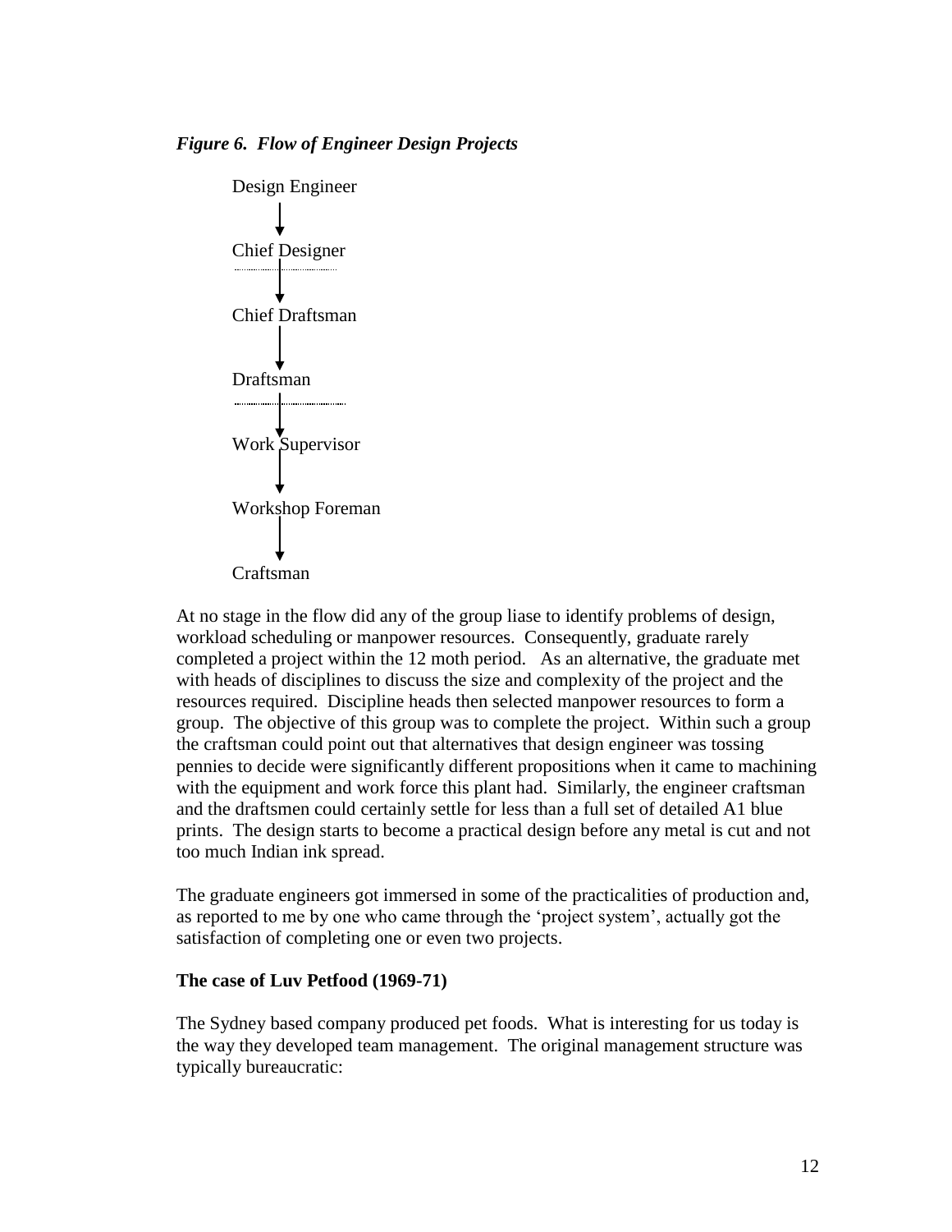*Figure 6. Flow of Engineer Design Projects*

Design Engineer
↓
Chief Designer
↓
Chief Draftsman
↓
Draftsman
↓
Work Supervisor
↓
Workshop Foreman
↓
Craftsman

At no stage in the flow did any of the group liase to identify problems of design, workload scheduling or manpower resources. Consequently, graduate rarely completed a project within the 12 moth period. As an alternative, the graduate met with heads of disciplines to discuss the size and complexity of the project and the resources required. Discipline heads then selected manpower resources to form a group. The objective of this group was to complete the project. Within such a group the craftsman could point out that alternatives that design engineer was tossing pennies to decide were significantly different propositions when it came to machining with the equipment and work force this plant had. Similarly, the engineer craftsman and the draftsmen could certainly settle for less than a full set of detailed A1 blue prints. The design starts to become a practical design before any metal is cut and not too much Indian ink spread.

The graduate engineers got immersed in some of the practicalities of production and, as reported to me by one who came through the 'project system', actually got the satisfaction of completing one or even two projects.

**The case of Luv Petfood (1969-71)**

The Sydney based company produced pet foods. What is interesting for us today is the way they developed team management. The original management structure was typically bureaucratic: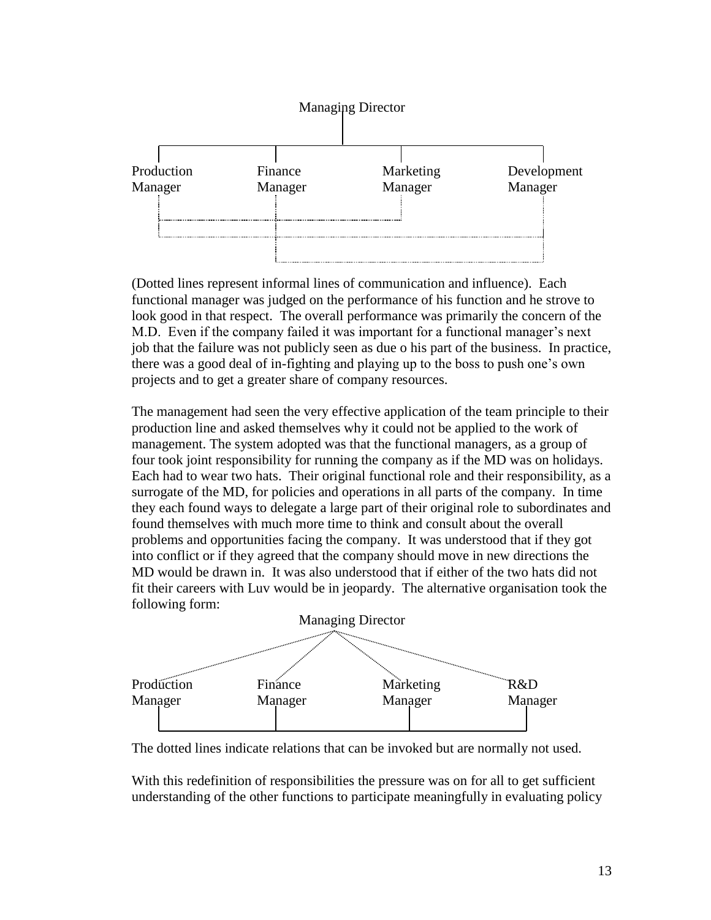Managing Director

Production Manager | Finance Manager | Marketing Manager | Development Manager

(Dotted lines represent informal lines of communication and influence). Each functional manager was judged on the performance of his function and he strove to look good in that respect. The overall performance was primarily the concern of the M.D. Even if the company failed it was important for a functional manager's next job that the failure was not publicly seen as due o his part of the business. In practice, there was a good deal of in-fighting and playing up to the boss to push one's own projects and to get a greater share of company resources.

The management had seen the very effective application of the team principle to their production line and asked themselves why it could not be applied to the work of management. The system adopted was that the functional managers, as a group of four took joint responsibility for running the company as if the MD was on holidays. Each had to wear two hats. Their original functional role and their responsibility, as a surrogate of the MD, for policies and operations in all parts of the company. In time they each found ways to delegate a large part of their original role to subordinates and found themselves with much more time to think and consult about the overall problems and opportunities facing the company. It was understood that if they got into conflict or if they agreed that the company should move in new directions the MD would be drawn in. It was also understood that if either of the two hats did not fit their careers with Luv would be in jeopardy. The alternative organisation took the following form:

Managing Director

Production Manager | Finance Manager | Marketing Manager | R&D Manager

The dotted lines indicate relations that can be invoked but are normally not used.

With this redefinition of responsibilities the pressure was on for all to get sufficient understanding of the other functions to participate meaningfully in evaluating policy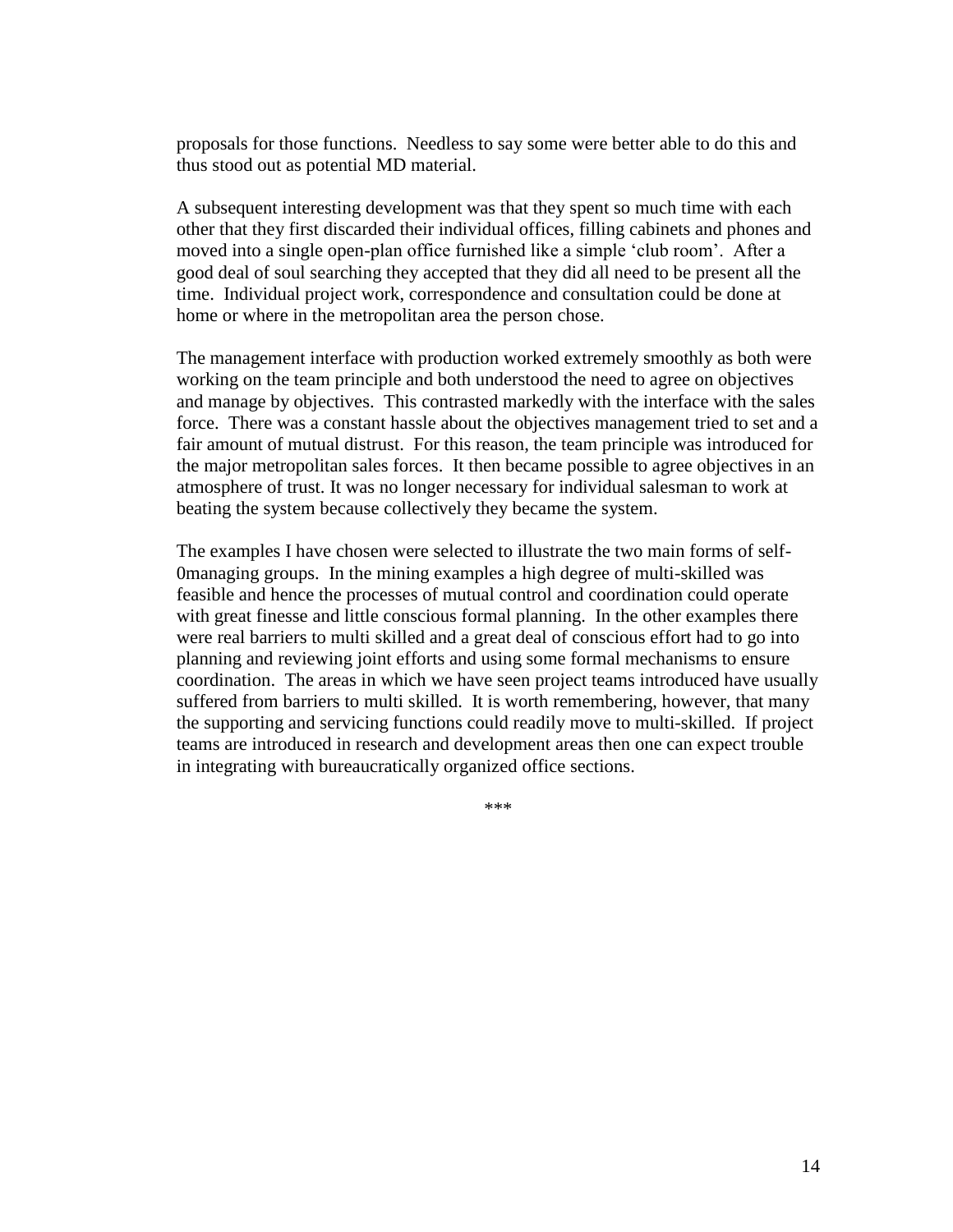proposals for those functions. Needless to say some were better able to do this and thus stood out as potential MD material.

A subsequent interesting development was that they spent so much time with each other that they first discarded their individual offices, filling cabinets and phones and moved into a single open-plan office furnished like a simple 'club room'. After a good deal of soul searching they accepted that they did all need to be present all the time. Individual project work, correspondence and consultation could be done at home or where in the metropolitan area the person chose.

The management interface with production worked extremely smoothly as both were working on the team principle and both understood the need to agree on objectives and manage by objectives. This contrasted markedly with the interface with the sales force. There was a constant hassle about the objectives management tried to set and a fair amount of mutual distrust. For this reason, the team principle was introduced for the major metropolitan sales forces. It then became possible to agree objectives in an atmosphere of trust. It was no longer necessary for individual salesman to work at beating the system because collectively they became the system.

The examples I have chosen were selected to illustrate the two main forms of self-0managing groups. In the mining examples a high degree of multi-skilled was feasible and hence the processes of mutual control and coordination could operate with great finesse and little conscious formal planning. In the other examples there were real barriers to multi skilled and a great deal of conscious effort had to go into planning and reviewing joint efforts and using some formal mechanisms to ensure coordination. The areas in which we have seen project teams introduced have usually suffered from barriers to multi skilled. It is worth remembering, however, that many the supporting and servicing functions could readily move to multi-skilled. If project teams are introduced in research and development areas then one can expect trouble in integrating with bureaucratically organized office sections.

***